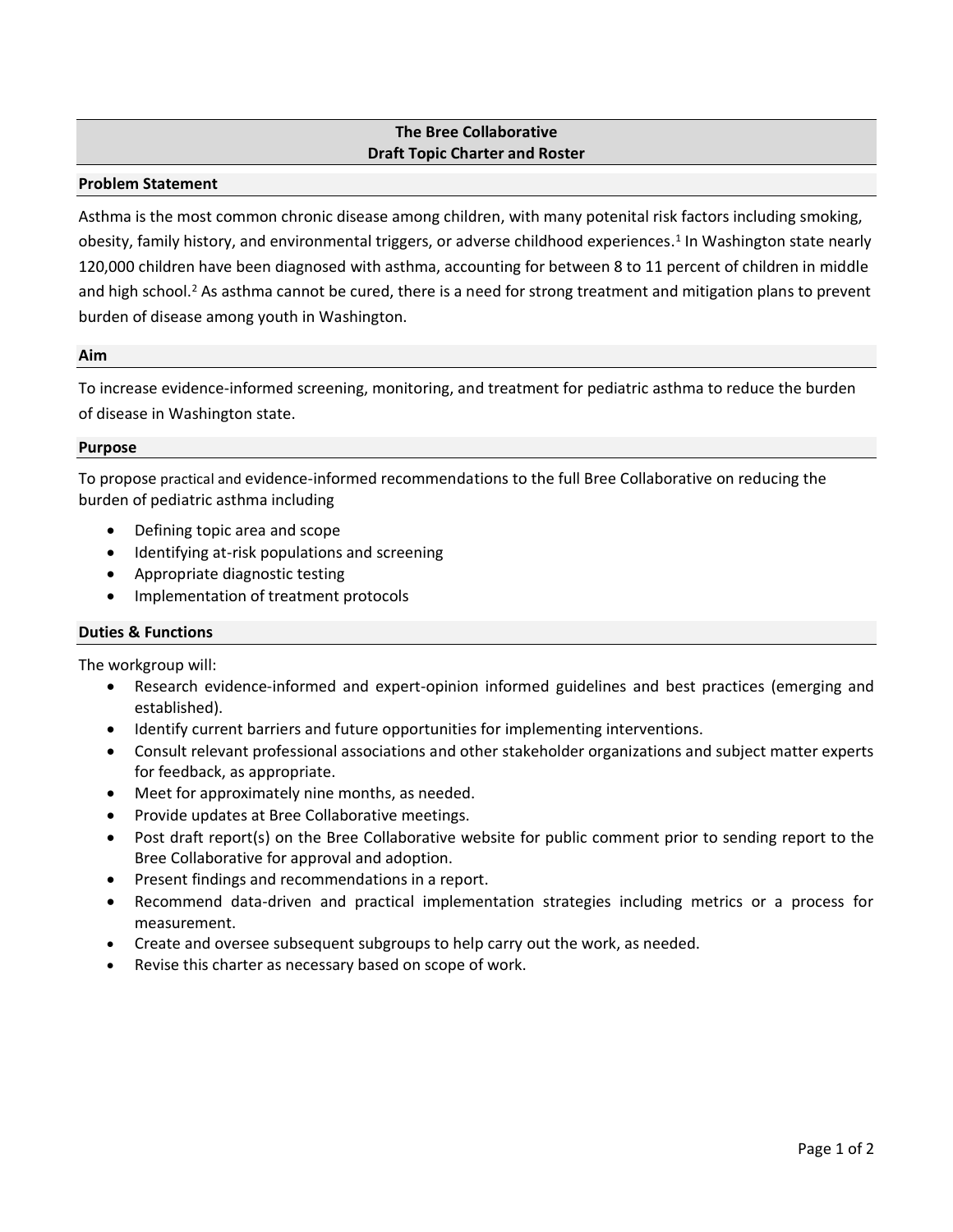# The Bree Collaborative
## Draft Topic Charter and Roster

### Problem Statement

Asthma is the most common chronic disease among children, with many potenital risk factors including smoking, obesity, family history, and environmental triggers, or adverse childhood experiences.[1] In Washington state nearly 120,000 children have been diagnosed with asthma, accounting for between 8 to 11 percent of children in middle and high school.[2] As asthma cannot be cured, there is a need for strong treatment and mitigation plans to prevent burden of disease among youth in Washington.

### Aim

To increase evidence-informed screening, monitoring, and treatment for pediatric asthma to reduce the burden of disease in Washington state.

### Purpose

To propose practical and evidence-informed recommendations to the full Bree Collaborative on reducing the burden of pediatric asthma including

- Defining topic area and scope
- Identifying at-risk populations and screening
- Appropriate diagnostic testing
- Implementation of treatment protocols

### Duties & Functions

The workgroup will:

- Research evidence-informed and expert-opinion informed guidelines and best practices (emerging and established).
- Identify current barriers and future opportunities for implementing interventions.
- Consult relevant professional associations and other stakeholder organizations and subject matter experts for feedback, as appropriate.
- Meet for approximately nine months, as needed.
- Provide updates at Bree Collaborative meetings.
- Post draft report(s) on the Bree Collaborative website for public comment prior to sending report to the Bree Collaborative for approval and adoption.
- Present findings and recommendations in a report.
- Recommend data-driven and practical implementation strategies including metrics or a process for measurement.
- Create and oversee subsequent subgroups to help carry out the work, as needed.
- Revise this charter as necessary based on scope of work.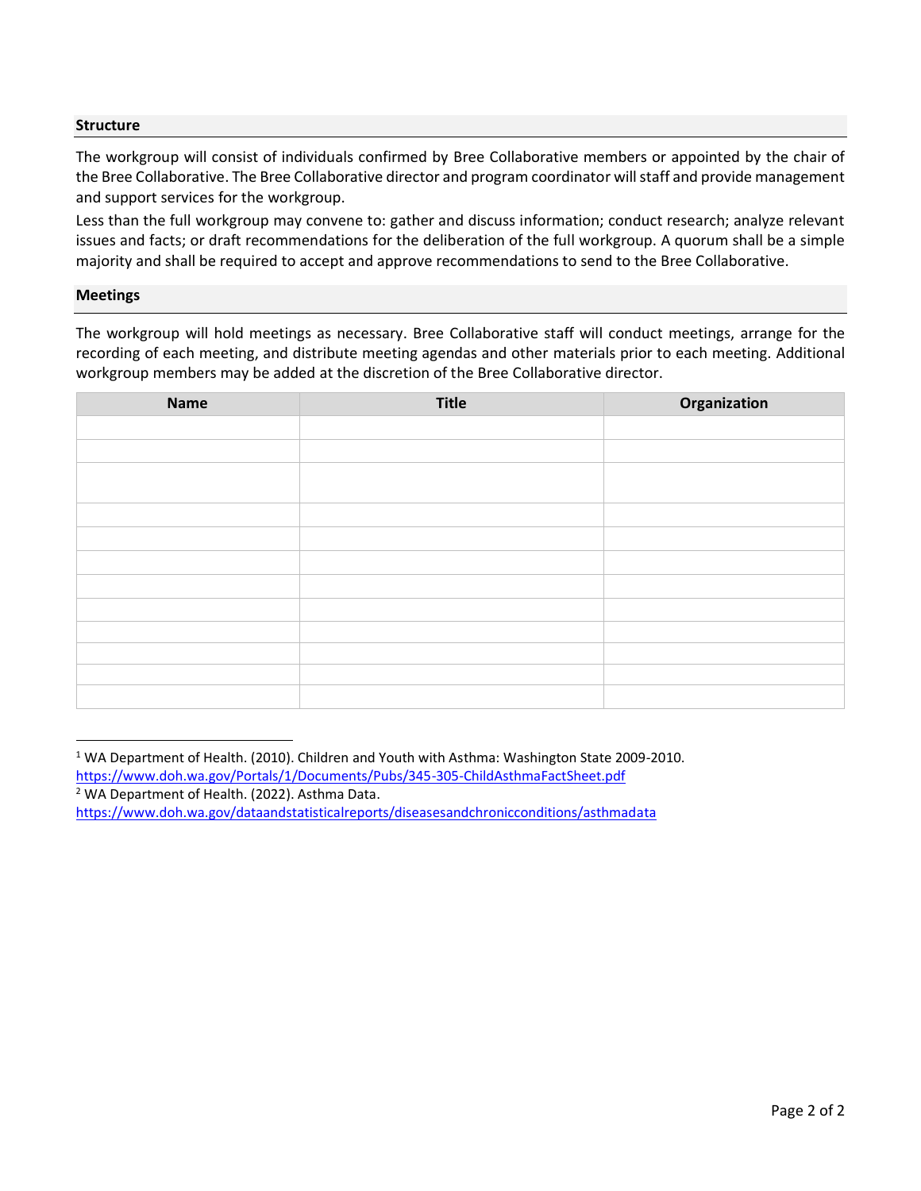## Structure

The workgroup will consist of individuals confirmed by Bree Collaborative members or appointed by the chair of the Bree Collaborative. The Bree Collaborative director and program coordinator will staff and provide management and support services for the workgroup.

Less than the full workgroup may convene to: gather and discuss information; conduct research; analyze relevant issues and facts; or draft recommendations for the deliberation of the full workgroup. A quorum shall be a simple majority and shall be required to accept and approve recommendations to send to the Bree Collaborative.

## Meetings

The workgroup will hold meetings as necessary. Bree Collaborative staff will conduct meetings, arrange for the recording of each meeting, and distribute meeting agendas and other materials prior to each meeting. Additional workgroup members may be added at the discretion of the Bree Collaborative director.

| Name | Title | Organization |
|---|---|---|
| | | |
| | | |
| | | |
| | | |
| | | |
| | | |
| | | |
| | | |
| | | |
| | | |
| | | |
| | | |

[1] WA Department of Health. (2010). Children and Youth with Asthma: Washington State 2009-2010. https://www.doh.wa.gov/Portals/1/Documents/Pubs/345-305-ChildAsthmaFactSheet.pdf

[2] WA Department of Health. (2022). Asthma Data. https://www.doh.wa.gov/dataandstatisticalreports/diseasesandchronicconditions/asthmadata